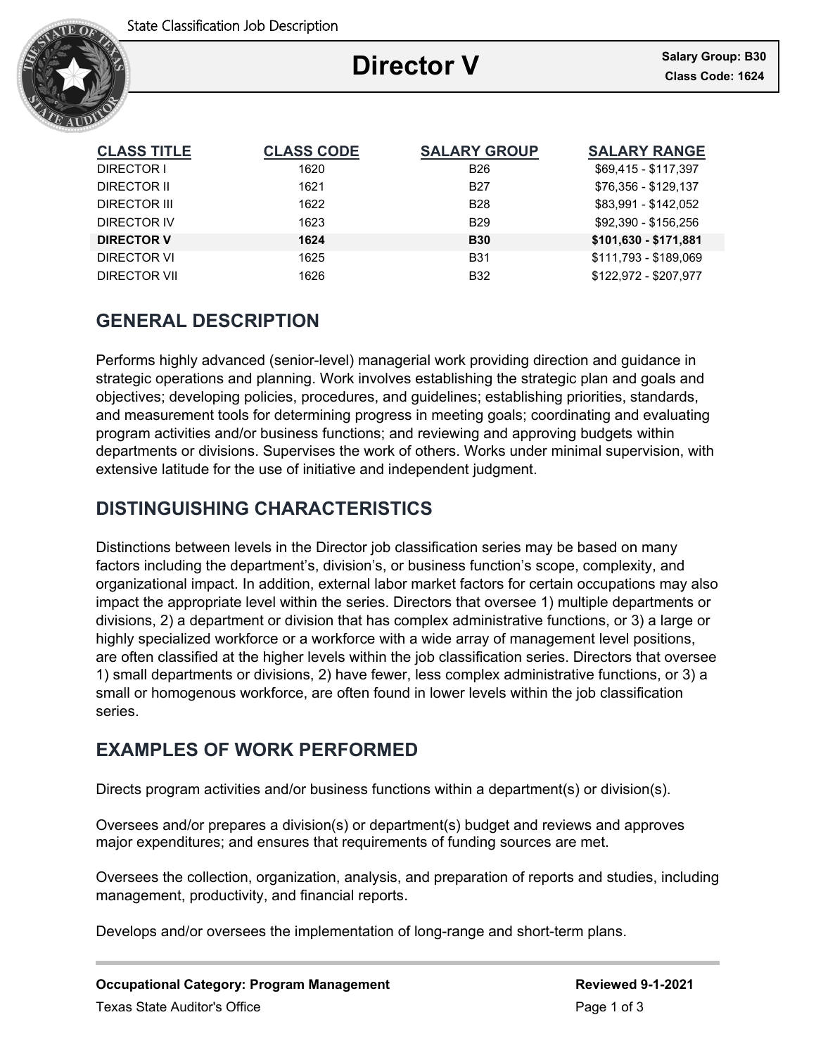State Classification Job Description

# Director V

**Salary Group: B30**
**Class Code: 1624**

| CLASS TITLE | CLASS CODE | SALARY GROUP | SALARY RANGE |
|---|---|---|---|
| DIRECTOR I | 1620 | B26 | $69,415 - $117,397 |
| DIRECTOR II | 1621 | B27 | $76,356 - $129,137 |
| DIRECTOR III | 1622 | B28 | $83,991 - $142,052 |
| DIRECTOR IV | 1623 | B29 | $92,390 - $156,256 |
| **DIRECTOR V** | **1624** | **B30** | **$101,630 - $171,881** |
| DIRECTOR VI | 1625 | B31 | $111,793 - $189,069 |
| DIRECTOR VII | 1626 | B32 | $122,972 - $207,977 |

## GENERAL DESCRIPTION

Performs highly advanced (senior-level) managerial work providing direction and guidance in strategic operations and planning. Work involves establishing the strategic plan and goals and objectives; developing policies, procedures, and guidelines; establishing priorities, standards, and measurement tools for determining progress in meeting goals; coordinating and evaluating program activities and/or business functions; and reviewing and approving budgets within departments or divisions. Supervises the work of others. Works under minimal supervision, with extensive latitude for the use of initiative and independent judgment.

## DISTINGUISHING CHARACTERISTICS

Distinctions between levels in the Director job classification series may be based on many factors including the department's, division's, or business function's scope, complexity, and organizational impact. In addition, external labor market factors for certain occupations may also impact the appropriate level within the series. Directors that oversee 1) multiple departments or divisions, 2) a department or division that has complex administrative functions, or 3) a large or highly specialized workforce or a workforce with a wide array of management level positions, are often classified at the higher levels within the job classification series. Directors that oversee 1) small departments or divisions, 2) have fewer, less complex administrative functions, or 3) a small or homogenous workforce, are often found in lower levels within the job classification series.

## EXAMPLES OF WORK PERFORMED

Directs program activities and/or business functions within a department(s) or division(s).

Oversees and/or prepares a division(s) or department(s) budget and reviews and approves major expenditures; and ensures that requirements of funding sources are met.

Oversees the collection, organization, analysis, and preparation of reports and studies, including management, productivity, and financial reports.

Develops and/or oversees the implementation of long-range and short-term plans.

**Occupational Category: Program Management** | **Reviewed 9-1-2021**

Texas State Auditor's Office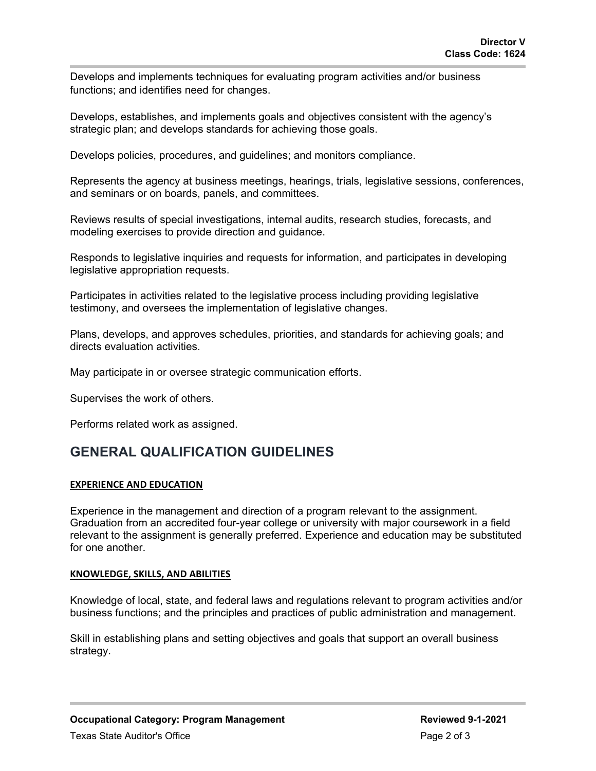Develops and implements techniques for evaluating program activities and/or business functions; and identifies need for changes.

Develops, establishes, and implements goals and objectives consistent with the agency's strategic plan; and develops standards for achieving those goals.

Develops policies, procedures, and guidelines; and monitors compliance.

Represents the agency at business meetings, hearings, trials, legislative sessions, conferences, and seminars or on boards, panels, and committees.

Reviews results of special investigations, internal audits, research studies, forecasts, and modeling exercises to provide direction and guidance.

Responds to legislative inquiries and requests for information, and participates in developing legislative appropriation requests.

Participates in activities related to the legislative process including providing legislative testimony, and oversees the implementation of legislative changes.

Plans, develops, and approves schedules, priorities, and standards for achieving goals; and directs evaluation activities.

May participate in or oversee strategic communication efforts.

Supervises the work of others.

Performs related work as assigned.

## GENERAL QUALIFICATION GUIDELINES

### EXPERIENCE AND EDUCATION

Experience in the management and direction of a program relevant to the assignment. Graduation from an accredited four-year college or university with major coursework in a field relevant to the assignment is generally preferred. Experience and education may be substituted for one another.

### KNOWLEDGE, SKILLS, AND ABILITIES

Knowledge of local, state, and federal laws and regulations relevant to program activities and/or business functions; and the principles and practices of public administration and management.

Skill in establishing plans and setting objectives and goals that support an overall business strategy.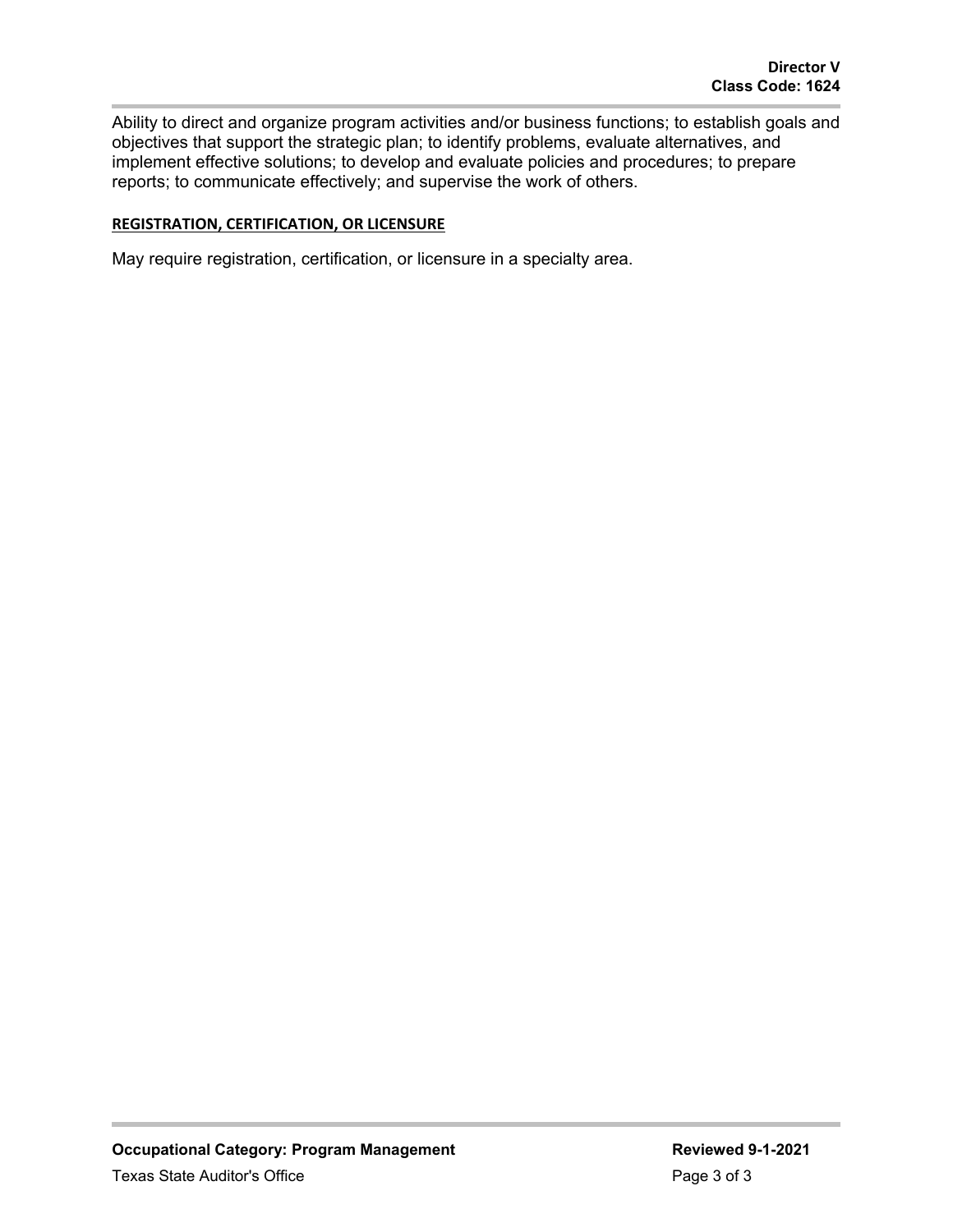Ability to direct and organize program activities and/or business functions; to establish goals and objectives that support the strategic plan; to identify problems, evaluate alternatives, and implement effective solutions; to develop and evaluate policies and procedures; to prepare reports; to communicate effectively; and supervise the work of others.

## REGISTRATION, CERTIFICATION, OR LICENSURE

May require registration, certification, or licensure in a specialty area.